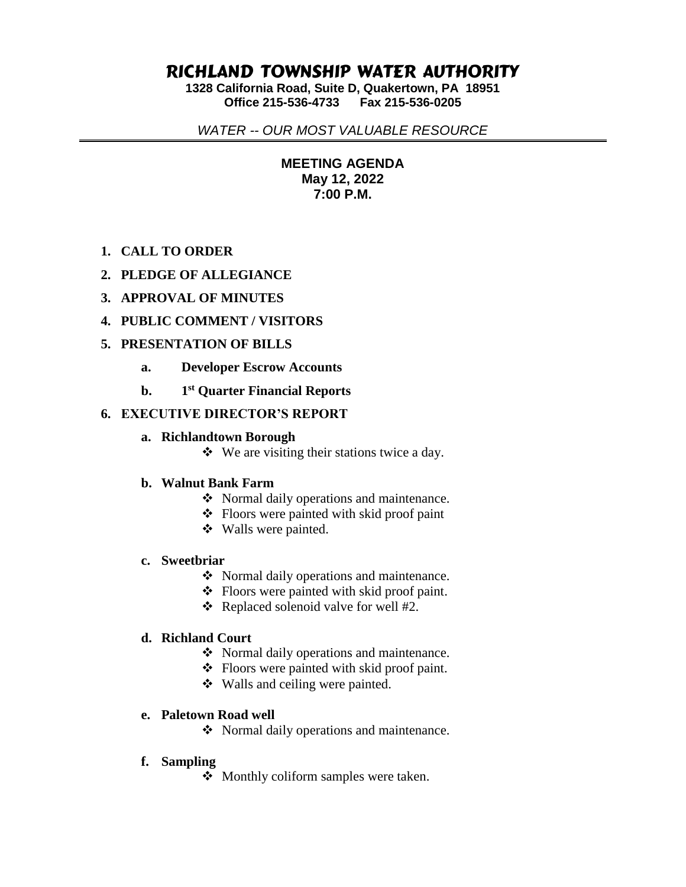# RICHLAND TOWNSHIP WATER AUTHORITY

**1328 California Road, Suite D, Quakertown, PA 18951**
**Office 215-536-4733 Fax 215-536-0205**

*WATER -- OUR MOST VALUABLE RESOURCE*

---

**MEETING AGENDA**
**May 12, 2022**
**7:00 P.M.**

1. **CALL TO ORDER**
2. **PLEDGE OF ALLEGIANCE**
3. **APPROVAL OF MINUTES**
4. **PUBLIC COMMENT / VISITORS**
5. **PRESENTATION OF BILLS**
   - a. **Developer Escrow Accounts**
   - b. **1st Quarter Financial Reports**
6. **EXECUTIVE DIRECTOR'S REPORT**
   - a. **Richlandtown Borough**
     - ❖ We are visiting their stations twice a day.
   - b. **Walnut Bank Farm**
     - ❖ Normal daily operations and maintenance.
     - ❖ Floors were painted with skid proof paint
     - ❖ Walls were painted.
   - c. **Sweetbriar**
     - ❖ Normal daily operations and maintenance.
     - ❖ Floors were painted with skid proof paint.
     - ❖ Replaced solenoid valve for well #2.
   - d. **Richland Court**
     - ❖ Normal daily operations and maintenance.
     - ❖ Floors were painted with skid proof paint.
     - ❖ Walls and ceiling were painted.
   - e. **Paletown Road well**
     - ❖ Normal daily operations and maintenance.
   - f. **Sampling**
     - ❖ Monthly coliform samples were taken.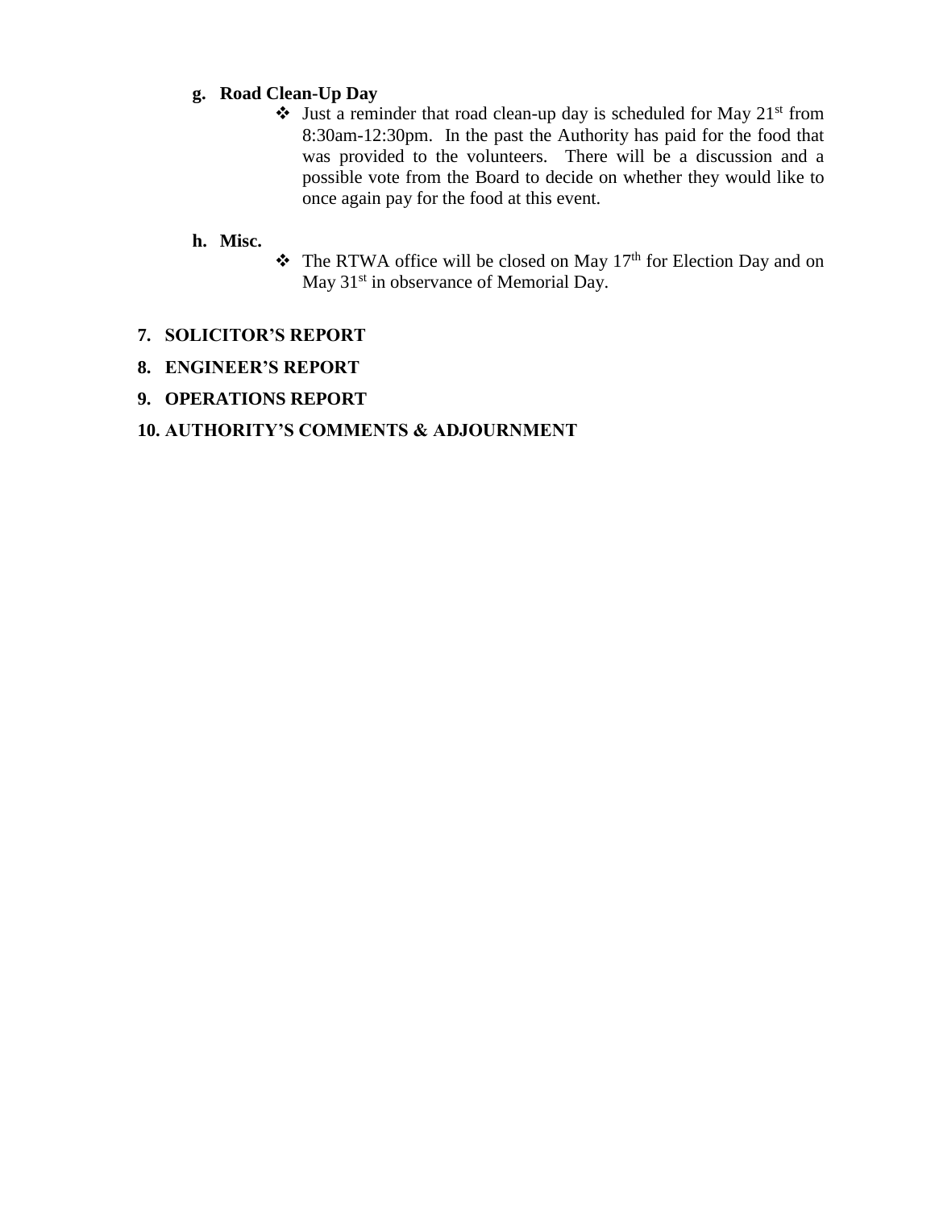**g. Road Clean-Up Day**

- Just a reminder that road clean-up day is scheduled for May 21st from 8:30am-12:30pm. In the past the Authority has paid for the food that was provided to the volunteers. There will be a discussion and a possible vote from the Board to decide on whether they would like to once again pay for the food at this event.

**h. Misc.**

- The RTWA office will be closed on May 17th for Election Day and on May 31st in observance of Memorial Day.

**7. SOLICITOR'S REPORT**

**8. ENGINEER'S REPORT**

**9. OPERATIONS REPORT**

**10. AUTHORITY'S COMMENTS & ADJOURNMENT**